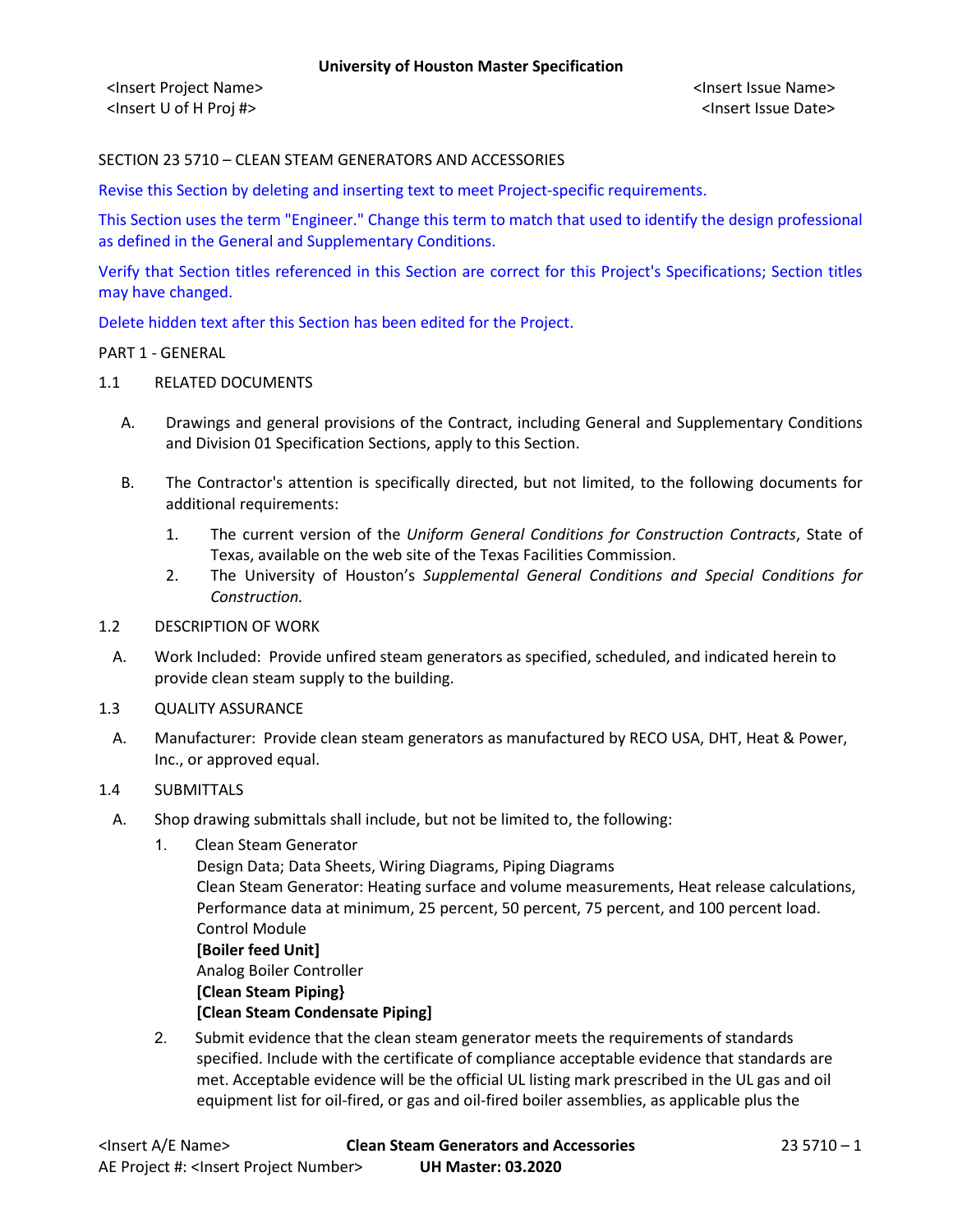**University of Houston Master Specification**

<Insert Project Name>
<Insert U of H Proj #>

<Insert Issue Name>
<Insert Issue Date>

SECTION 23 5710 – CLEAN STEAM GENERATORS AND ACCESSORIES

Revise this Section by deleting and inserting text to meet Project-specific requirements.

This Section uses the term "Engineer." Change this term to match that used to identify the design professional as defined in the General and Supplementary Conditions.

Verify that Section titles referenced in this Section are correct for this Project's Specifications; Section titles may have changed.

Delete hidden text after this Section has been edited for the Project.

PART 1 - GENERAL

1.1 RELATED DOCUMENTS

A. Drawings and general provisions of the Contract, including General and Supplementary Conditions and Division 01 Specification Sections, apply to this Section.

B. The Contractor's attention is specifically directed, but not limited, to the following documents for additional requirements:

1. The current version of the *Uniform General Conditions for Construction Contracts*, State of Texas, available on the web site of the Texas Facilities Commission.
2. The University of Houston's *Supplemental General Conditions and Special Conditions for Construction.*

1.2 DESCRIPTION OF WORK

A. Work Included: Provide unfired steam generators as specified, scheduled, and indicated herein to provide clean steam supply to the building.

1.3 QUALITY ASSURANCE

A. Manufacturer: Provide clean steam generators as manufactured by RECO USA, DHT, Heat & Power, Inc., or approved equal.

1.4 SUBMITTALS

A. Shop drawing submittals shall include, but not be limited to, the following:

1. Clean Steam Generator
   Design Data; Data Sheets, Wiring Diagrams, Piping Diagrams
   Clean Steam Generator: Heating surface and volume measurements, Heat release calculations, Performance data at minimum, 25 percent, 50 percent, 75 percent, and 100 percent load.
   Control Module
   **[Boiler feed Unit]**
   Analog Boiler Controller
   **[Clean Steam Piping}**
   **[Clean Steam Condensate Piping]**

2. Submit evidence that the clean steam generator meets the requirements of standards specified. Include with the certificate of compliance acceptable evidence that standards are met. Acceptable evidence will be the official UL listing mark prescribed in the UL gas and oil equipment list for oil-fired, or gas and oil-fired boiler assemblies, as applicable plus the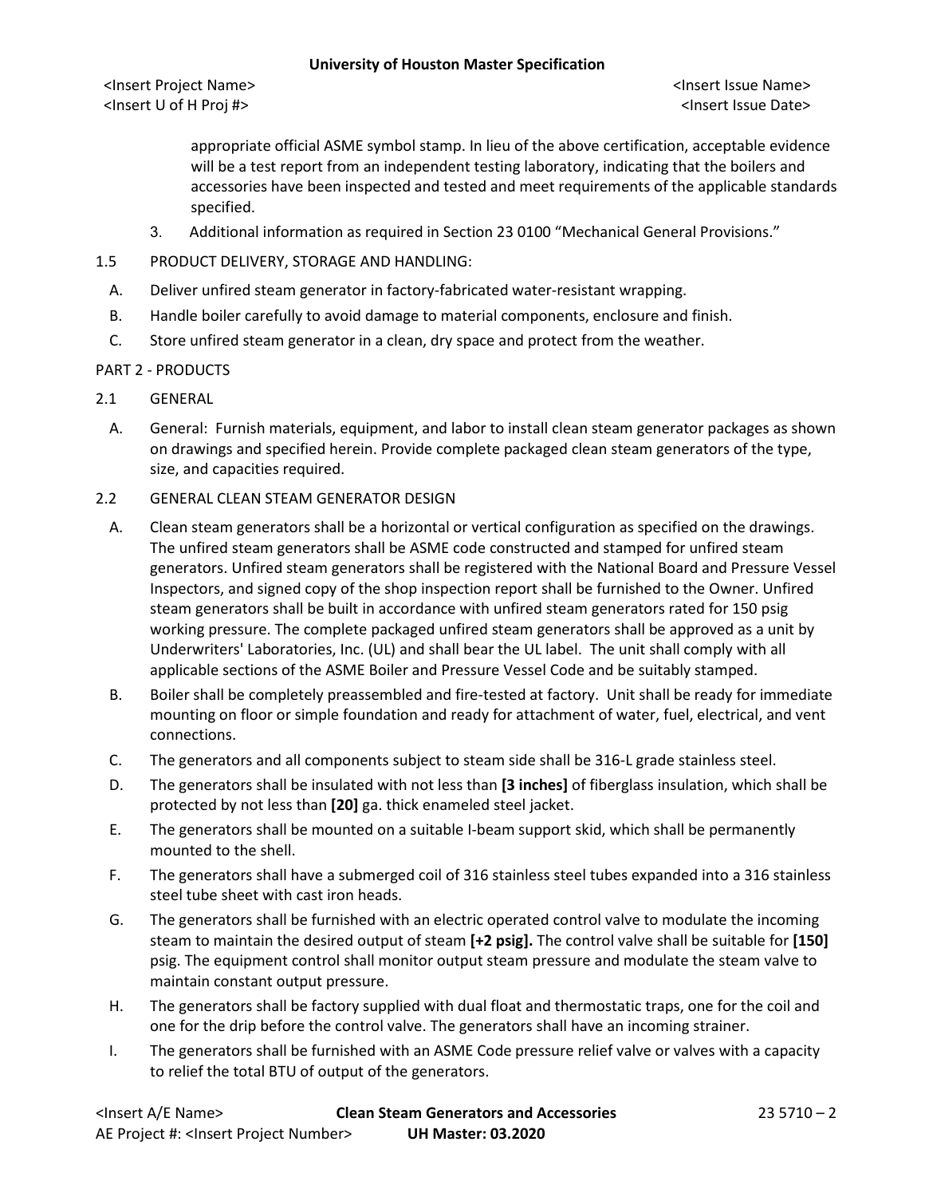appropriate official ASME symbol stamp. In lieu of the above certification, acceptable evidence will be a test report from an independent testing laboratory, indicating that the boilers and accessories have been inspected and tested and meet requirements of the applicable standards specified.

3. Additional information as required in Section 23 0100 "Mechanical General Provisions."

1.5 PRODUCT DELIVERY, STORAGE AND HANDLING:

A. Deliver unfired steam generator in factory-fabricated water-resistant wrapping.

B. Handle boiler carefully to avoid damage to material components, enclosure and finish.

C. Store unfired steam generator in a clean, dry space and protect from the weather.

PART 2 - PRODUCTS

2.1 GENERAL

A. General: Furnish materials, equipment, and labor to install clean steam generator packages as shown on drawings and specified herein. Provide complete packaged clean steam generators of the type, size, and capacities required.

2.2 GENERAL CLEAN STEAM GENERATOR DESIGN

A. Clean steam generators shall be a horizontal or vertical configuration as specified on the drawings. The unfired steam generators shall be ASME code constructed and stamped for unfired steam generators. Unfired steam generators shall be registered with the National Board and Pressure Vessel Inspectors, and signed copy of the shop inspection report shall be furnished to the Owner. Unfired steam generators shall be built in accordance with unfired steam generators rated for 150 psig working pressure. The complete packaged unfired steam generators shall be approved as a unit by Underwriters' Laboratories, Inc. (UL) and shall bear the UL label. The unit shall comply with all applicable sections of the ASME Boiler and Pressure Vessel Code and be suitably stamped.

B. Boiler shall be completely preassembled and fire-tested at factory. Unit shall be ready for immediate mounting on floor or simple foundation and ready for attachment of water, fuel, electrical, and vent connections.

C. The generators and all components subject to steam side shall be 316-L grade stainless steel.

D. The generators shall be insulated with not less than **[3 inches]** of fiberglass insulation, which shall be protected by not less than **[20]** ga. thick enameled steel jacket.

E. The generators shall be mounted on a suitable I-beam support skid, which shall be permanently mounted to the shell.

F. The generators shall have a submerged coil of 316 stainless steel tubes expanded into a 316 stainless steel tube sheet with cast iron heads.

G. The generators shall be furnished with an electric operated control valve to modulate the incoming steam to maintain the desired output of steam **[+2 psig].** The control valve shall be suitable for **[150]** psig. The equipment control shall monitor output steam pressure and modulate the steam valve to maintain constant output pressure.

H. The generators shall be factory supplied with dual float and thermostatic traps, one for the coil and one for the drip before the control valve. The generators shall have an incoming strainer.

I. The generators shall be furnished with an ASME Code pressure relief valve or valves with a capacity to relief the total BTU of output of the generators.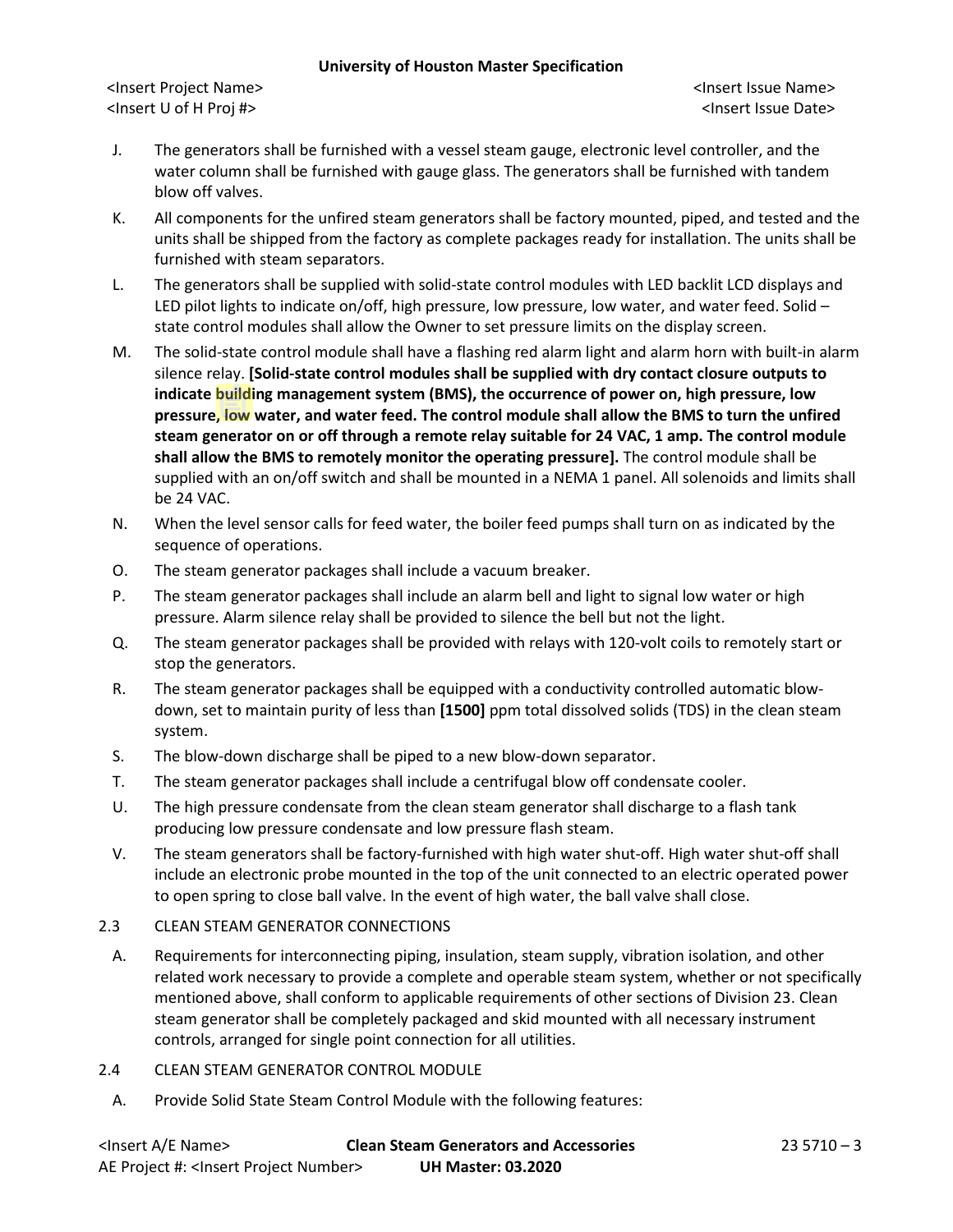J. The generators shall be furnished with a vessel steam gauge, electronic level controller, and the water column shall be furnished with gauge glass. The generators shall be furnished with tandem blow off valves.

K. All components for the unfired steam generators shall be factory mounted, piped, and tested and the units shall be shipped from the factory as complete packages ready for installation. The units shall be furnished with steam separators.

L. The generators shall be supplied with solid-state control modules with LED backlit LCD displays and LED pilot lights to indicate on/off, high pressure, low pressure, low water, and water feed. Solid – state control modules shall allow the Owner to set pressure limits on the display screen.

M. The solid-state control module shall have a flashing red alarm light and alarm horn with built-in alarm silence relay. **[Solid-state control modules shall be supplied with dry contact closure outputs to indicate building management system (BMS), the occurrence of power on, high pressure, low pressure, low water, and water feed. The control module shall allow the BMS to turn the unfired steam generator on or off through a remote relay suitable for 24 VAC, 1 amp. The control module shall allow the BMS to remotely monitor the operating pressure].** The control module shall be supplied with an on/off switch and shall be mounted in a NEMA 1 panel. All solenoids and limits shall be 24 VAC.

N. When the level sensor calls for feed water, the boiler feed pumps shall turn on as indicated by the sequence of operations.

O. The steam generator packages shall include a vacuum breaker.

P. The steam generator packages shall include an alarm bell and light to signal low water or high pressure. Alarm silence relay shall be provided to silence the bell but not the light.

Q. The steam generator packages shall be provided with relays with 120-volt coils to remotely start or stop the generators.

R. The steam generator packages shall be equipped with a conductivity controlled automatic blow-down, set to maintain purity of less than **[1500]** ppm total dissolved solids (TDS) in the clean steam system.

S. The blow-down discharge shall be piped to a new blow-down separator.

T. The steam generator packages shall include a centrifugal blow off condensate cooler.

U. The high pressure condensate from the clean steam generator shall discharge to a flash tank producing low pressure condensate and low pressure flash steam.

V. The steam generators shall be factory-furnished with high water shut-off. High water shut-off shall include an electronic probe mounted in the top of the unit connected to an electric operated power to open spring to close ball valve. In the event of high water, the ball valve shall close.

2.3 CLEAN STEAM GENERATOR CONNECTIONS

A. Requirements for interconnecting piping, insulation, steam supply, vibration isolation, and other related work necessary to provide a complete and operable steam system, whether or not specifically mentioned above, shall conform to applicable requirements of other sections of Division 23. Clean steam generator shall be completely packaged and skid mounted with all necessary instrument controls, arranged for single point connection for all utilities.

2.4 CLEAN STEAM GENERATOR CONTROL MODULE

A. Provide Solid State Steam Control Module with the following features: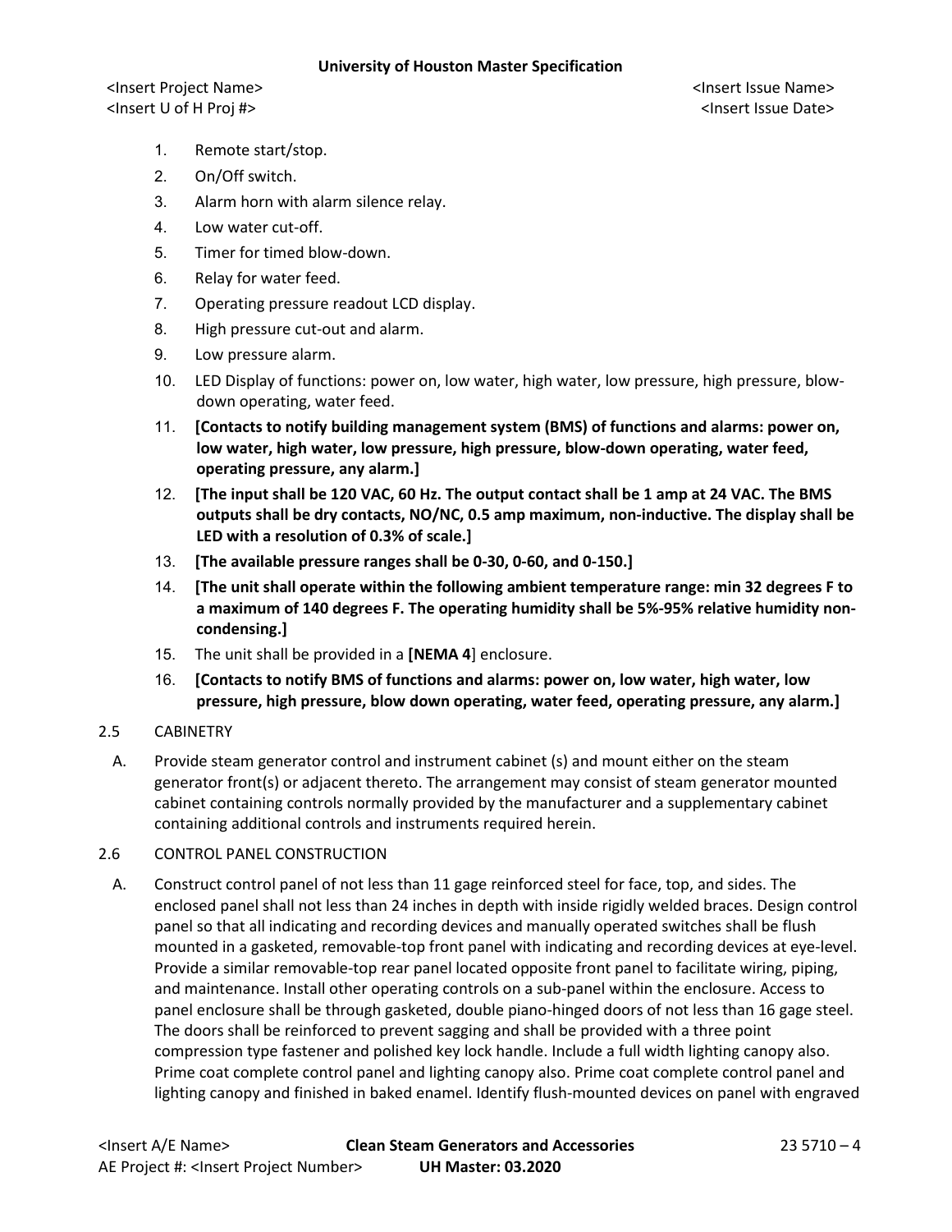1. Remote start/stop.
2. On/Off switch.
3. Alarm horn with alarm silence relay.
4. Low water cut-off.
5. Timer for timed blow-down.
6. Relay for water feed.
7. Operating pressure readout LCD display.
8. High pressure cut-out and alarm.
9. Low pressure alarm.
10. LED Display of functions: power on, low water, high water, low pressure, high pressure, blow-down operating, water feed.
11. **[Contacts to notify building management system (BMS) of functions and alarms: power on, low water, high water, low pressure, high pressure, blow-down operating, water feed, operating pressure, any alarm.]**
12. **[The input shall be 120 VAC, 60 Hz. The output contact shall be 1 amp at 24 VAC. The BMS outputs shall be dry contacts, NO/NC, 0.5 amp maximum, non-inductive. The display shall be LED with a resolution of 0.3% of scale.]**
13. **[The available pressure ranges shall be 0-30, 0-60, and 0-150.]**
14. **[The unit shall operate within the following ambient temperature range: min 32 degrees F to a maximum of 140 degrees F. The operating humidity shall be 5%-95% relative humidity non-condensing.]**
15. The unit shall be provided in a **[NEMA 4**] enclosure.
16. **[Contacts to notify BMS of functions and alarms: power on, low water, high water, low pressure, high pressure, blow down operating, water feed, operating pressure, any alarm.]**

## 2.5 CABINETRY

A. Provide steam generator control and instrument cabinet (s) and mount either on the steam generator front(s) or adjacent thereto. The arrangement may consist of steam generator mounted cabinet containing controls normally provided by the manufacturer and a supplementary cabinet containing additional controls and instruments required herein.

## 2.6 CONTROL PANEL CONSTRUCTION

A. Construct control panel of not less than 11 gage reinforced steel for face, top, and sides. The enclosed panel shall not less than 24 inches in depth with inside rigidly welded braces. Design control panel so that all indicating and recording devices and manually operated switches shall be flush mounted in a gasketed, removable-top front panel with indicating and recording devices at eye-level. Provide a similar removable-top rear panel located opposite front panel to facilitate wiring, piping, and maintenance. Install other operating controls on a sub-panel within the enclosure. Access to panel enclosure shall be through gasketed, double piano-hinged doors of not less than 16 gage steel. The doors shall be reinforced to prevent sagging and shall be provided with a three point compression type fastener and polished key lock handle. Include a full width lighting canopy also. Prime coat complete control panel and lighting canopy also. Prime coat complete control panel and lighting canopy and finished in baked enamel. Identify flush-mounted devices on panel with engraved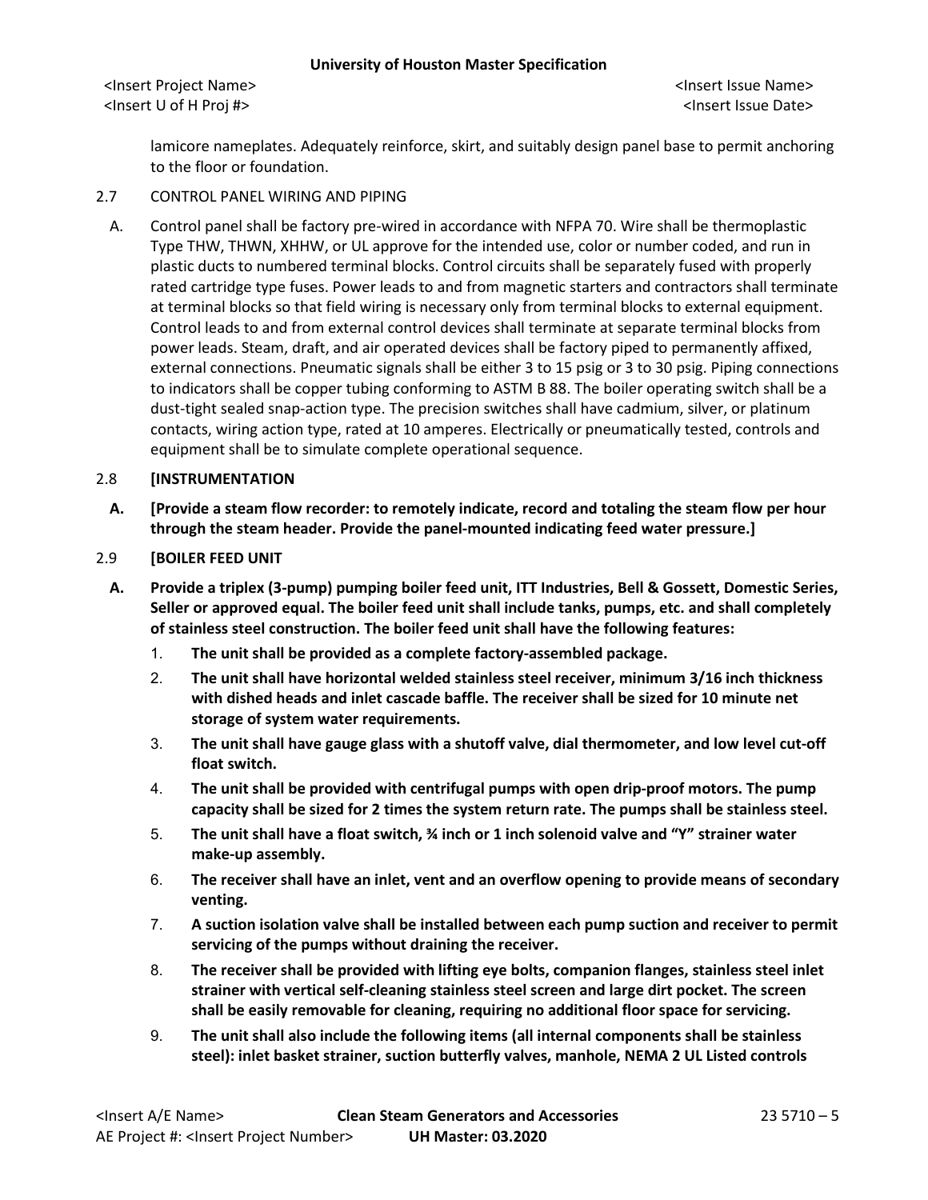lamicore nameplates. Adequately reinforce, skirt, and suitably design panel base to permit anchoring to the floor or foundation.

2.7 CONTROL PANEL WIRING AND PIPING

A. Control panel shall be factory pre-wired in accordance with NFPA 70. Wire shall be thermoplastic Type THW, THWN, XHHW, or UL approve for the intended use, color or number coded, and run in plastic ducts to numbered terminal blocks. Control circuits shall be separately fused with properly rated cartridge type fuses. Power leads to and from magnetic starters and contractors shall terminate at terminal blocks so that field wiring is necessary only from terminal blocks to external equipment. Control leads to and from external control devices shall terminate at separate terminal blocks from power leads. Steam, draft, and air operated devices shall be factory piped to permanently affixed, external connections. Pneumatic signals shall be either 3 to 15 psig or 3 to 30 psig. Piping connections to indicators shall be copper tubing conforming to ASTM B 88. The boiler operating switch shall be a dust-tight sealed snap-action type. The precision switches shall have cadmium, silver, or platinum contacts, wiring action type, rated at 10 amperes. Electrically or pneumatically tested, controls and equipment shall be to simulate complete operational sequence.

2.8 **[INSTRUMENTATION**

**A. [Provide a steam flow recorder: to remotely indicate, record and totaling the steam flow per hour through the steam header. Provide the panel-mounted indicating feed water pressure.]**

2.9 **[BOILER FEED UNIT**

**A. Provide a triplex (3-pump) pumping boiler feed unit, ITT Industries, Bell & Gossett, Domestic Series, Seller or approved equal. The boiler feed unit shall include tanks, pumps, etc. and shall completely of stainless steel construction. The boiler feed unit shall have the following features:**

1. **The unit shall be provided as a complete factory-assembled package.**
2. **The unit shall have horizontal welded stainless steel receiver, minimum 3/16 inch thickness with dished heads and inlet cascade baffle. The receiver shall be sized for 10 minute net storage of system water requirements.**
3. **The unit shall have gauge glass with a shutoff valve, dial thermometer, and low level cut-off float switch.**
4. **The unit shall be provided with centrifugal pumps with open drip-proof motors. The pump capacity shall be sized for 2 times the system return rate. The pumps shall be stainless steel.**
5. **The unit shall have a float switch, ¾ inch or 1 inch solenoid valve and "Y" strainer water make-up assembly.**
6. **The receiver shall have an inlet, vent and an overflow opening to provide means of secondary venting.**
7. **A suction isolation valve shall be installed between each pump suction and receiver to permit servicing of the pumps without draining the receiver.**
8. **The receiver shall be provided with lifting eye bolts, companion flanges, stainless steel inlet strainer with vertical self-cleaning stainless steel screen and large dirt pocket. The screen shall be easily removable for cleaning, requiring no additional floor space for servicing.**
9. **The unit shall also include the following items (all internal components shall be stainless steel): inlet basket strainer, suction butterfly valves, manhole, NEMA 2 UL Listed controls**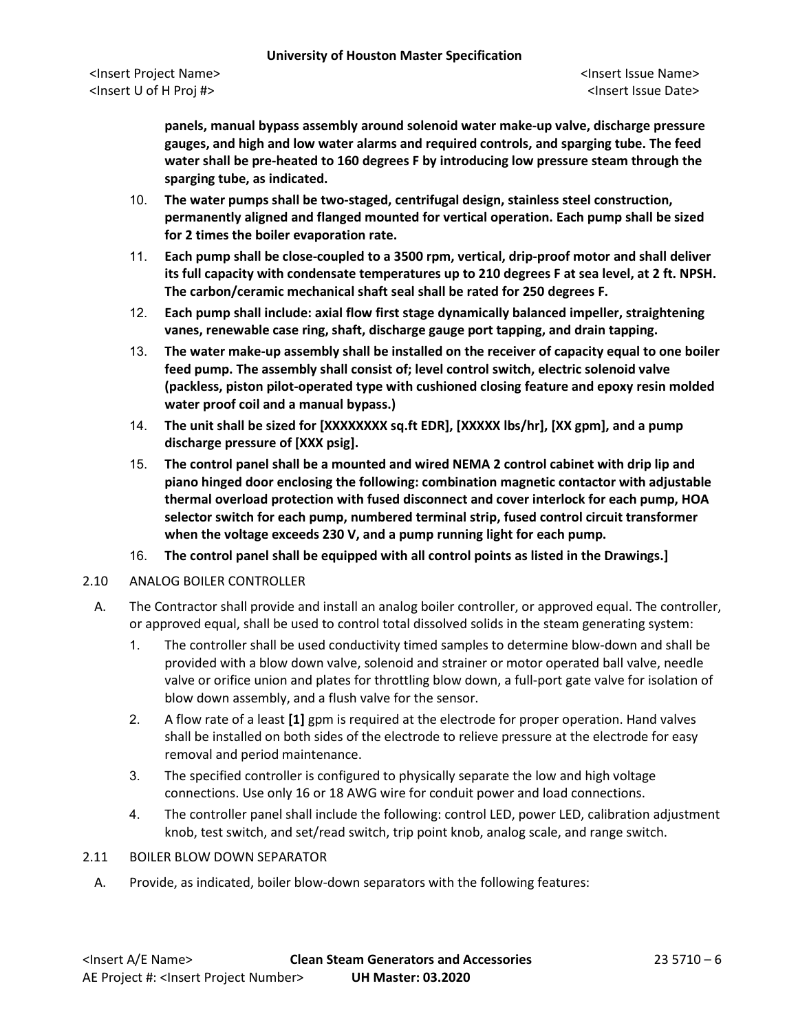**panels, manual bypass assembly around solenoid water make-up valve, discharge pressure gauges, and high and low water alarms and required controls, and sparging tube. The feed water shall be pre-heated to 160 degrees F by introducing low pressure steam through the sparging tube, as indicated.**

10. **The water pumps shall be two-staged, centrifugal design, stainless steel construction, permanently aligned and flanged mounted for vertical operation. Each pump shall be sized for 2 times the boiler evaporation rate.**
11. **Each pump shall be close-coupled to a 3500 rpm, vertical, drip-proof motor and shall deliver its full capacity with condensate temperatures up to 210 degrees F at sea level, at 2 ft. NPSH. The carbon/ceramic mechanical shaft seal shall be rated for 250 degrees F.**
12. **Each pump shall include: axial flow first stage dynamically balanced impeller, straightening vanes, renewable case ring, shaft, discharge gauge port tapping, and drain tapping.**
13. **The water make-up assembly shall be installed on the receiver of capacity equal to one boiler feed pump. The assembly shall consist of; level control switch, electric solenoid valve (packless, piston pilot-operated type with cushioned closing feature and epoxy resin molded water proof coil and a manual bypass.)**
14. **The unit shall be sized for [XXXXXXXX sq.ft EDR], [XXXXX lbs/hr], [XX gpm], and a pump discharge pressure of [XXX psig].**
15. **The control panel shall be a mounted and wired NEMA 2 control cabinet with drip lip and piano hinged door enclosing the following: combination magnetic contactor with adjustable thermal overload protection with fused disconnect and cover interlock for each pump, HOA selector switch for each pump, numbered terminal strip, fused control circuit transformer when the voltage exceeds 230 V, and a pump running light for each pump.**
16. **The control panel shall be equipped with all control points as listed in the Drawings.]**

2.10 ANALOG BOILER CONTROLLER

A. The Contractor shall provide and install an analog boiler controller, or approved equal. The controller, or approved equal, shall be used to control total dissolved solids in the steam generating system:

1. The controller shall be used conductivity timed samples to determine blow-down and shall be provided with a blow down valve, solenoid and strainer or motor operated ball valve, needle valve or orifice union and plates for throttling blow down, a full-port gate valve for isolation of blow down assembly, and a flush valve for the sensor.
2. A flow rate of a least **[1]** gpm is required at the electrode for proper operation. Hand valves shall be installed on both sides of the electrode to relieve pressure at the electrode for easy removal and period maintenance.
3. The specified controller is configured to physically separate the low and high voltage connections. Use only 16 or 18 AWG wire for conduit power and load connections.
4. The controller panel shall include the following: control LED, power LED, calibration adjustment knob, test switch, and set/read switch, trip point knob, analog scale, and range switch.

2.11 BOILER BLOW DOWN SEPARATOR

A. Provide, as indicated, boiler blow-down separators with the following features: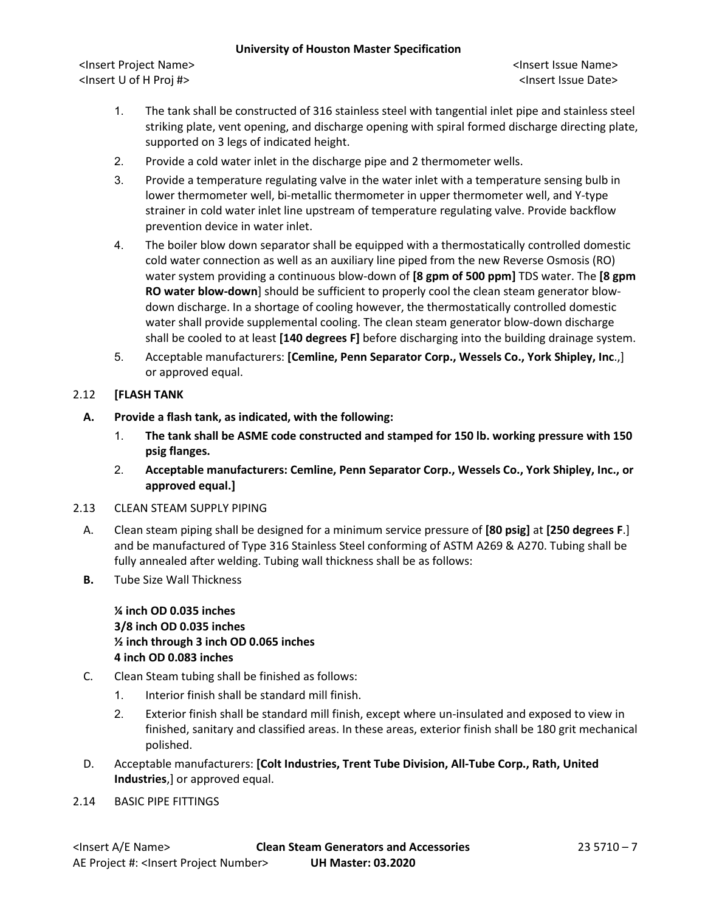1. The tank shall be constructed of 316 stainless steel with tangential inlet pipe and stainless steel striking plate, vent opening, and discharge opening with spiral formed discharge directing plate, supported on 3 legs of indicated height.
2. Provide a cold water inlet in the discharge pipe and 2 thermometer wells.
3. Provide a temperature regulating valve in the water inlet with a temperature sensing bulb in lower thermometer well, bi-metallic thermometer in upper thermometer well, and Y-type strainer in cold water inlet line upstream of temperature regulating valve. Provide backflow prevention device in water inlet.
4. The boiler blow down separator shall be equipped with a thermostatically controlled domestic cold water connection as well as an auxiliary line piped from the new Reverse Osmosis (RO) water system providing a continuous blow-down of **[8 gpm of 500 ppm]** TDS water. The **[8 gpm RO water blow-down**] should be sufficient to properly cool the clean steam generator blow-down discharge. In a shortage of cooling however, the thermostatically controlled domestic water shall provide supplemental cooling. The clean steam generator blow-down discharge shall be cooled to at least **[140 degrees F]** before discharging into the building drainage system.
5. Acceptable manufacturers: **[Cemline, Penn Separator Corp., Wessels Co., York Shipley, Inc**.,] or approved equal.

2.12 **[FLASH TANK**

**A. Provide a flash tank, as indicated, with the following:**

1. **The tank shall be ASME code constructed and stamped for 150 lb. working pressure with 150 psig flanges.**
2. **Acceptable manufacturers: Cemline, Penn Separator Corp., Wessels Co., York Shipley, Inc., or approved equal.]**

2.13 CLEAN STEAM SUPPLY PIPING

A. Clean steam piping shall be designed for a minimum service pressure of **[80 psig]** at **[250 degrees F**.] and be manufactured of Type 316 Stainless Steel conforming of ASTM A269 & A270. Tubing shall be fully annealed after welding. Tubing wall thickness shall be as follows:

**B.** Tube Size Wall Thickness

**¼ inch OD 0.035 inches**
**3/8 inch OD 0.035 inches**
**½ inch through 3 inch OD 0.065 inches**
**4 inch OD 0.083 inches**

C. Clean Steam tubing shall be finished as follows:

1. Interior finish shall be standard mill finish.
2. Exterior finish shall be standard mill finish, except where un-insulated and exposed to view in finished, sanitary and classified areas. In these areas, exterior finish shall be 180 grit mechanical polished.

D. Acceptable manufacturers: **[Colt Industries, Trent Tube Division, All-Tube Corp., Rath, United Industries**,] or approved equal.

2.14 BASIC PIPE FITTINGS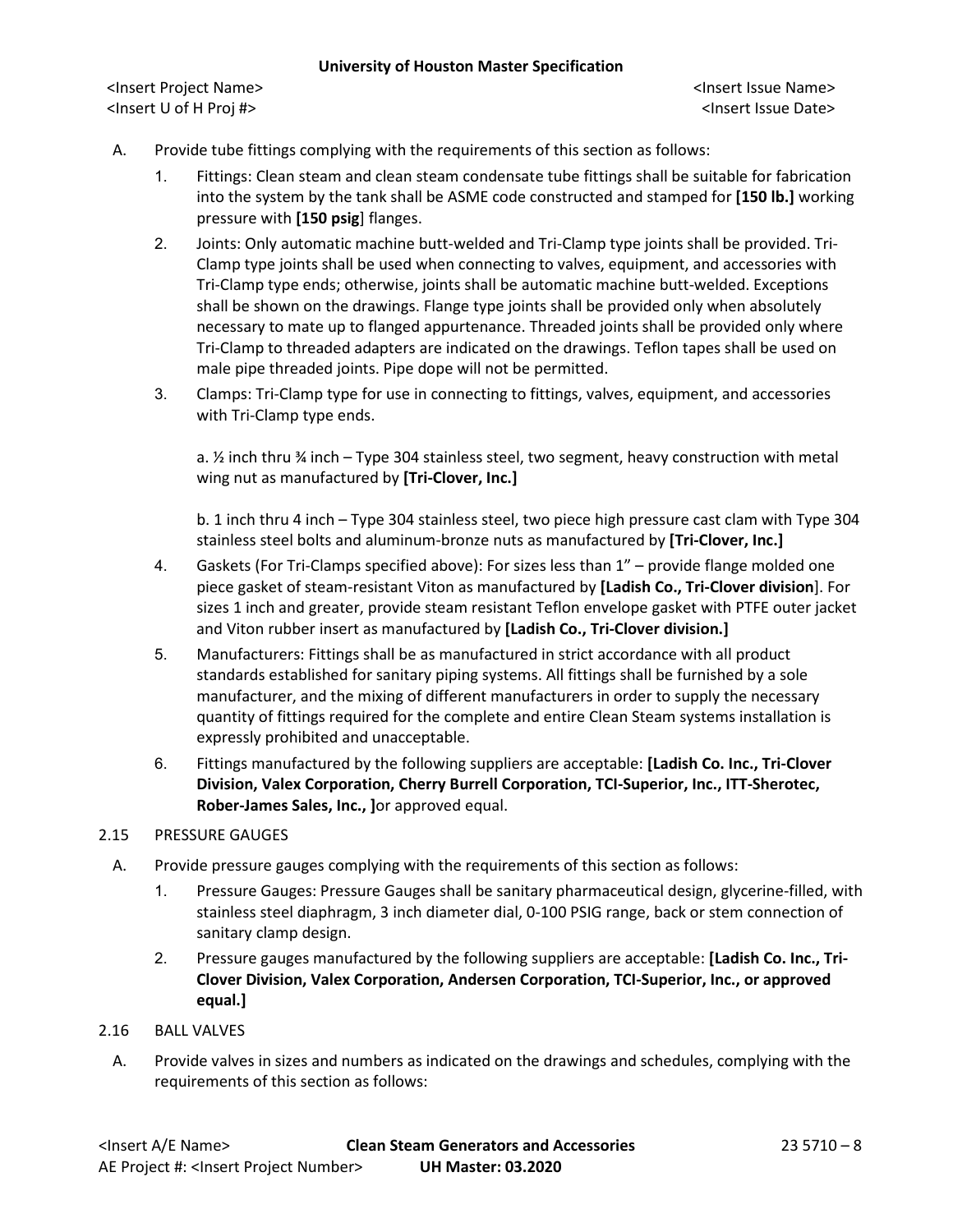A. Provide tube fittings complying with the requirements of this section as follows:

1. Fittings: Clean steam and clean steam condensate tube fittings shall be suitable for fabrication into the system by the tank shall be ASME code constructed and stamped for **[150 lb.]** working pressure with **[150 psig**] flanges.

2. Joints: Only automatic machine butt-welded and Tri-Clamp type joints shall be provided. Tri-Clamp type joints shall be used when connecting to valves, equipment, and accessories with Tri-Clamp type ends; otherwise, joints shall be automatic machine butt-welded. Exceptions shall be shown on the drawings. Flange type joints shall be provided only when absolutely necessary to mate up to flanged appurtenance. Threaded joints shall be provided only where Tri-Clamp to threaded adapters are indicated on the drawings. Teflon tapes shall be used on male pipe threaded joints. Pipe dope will not be permitted.

3. Clamps: Tri-Clamp type for use in connecting to fittings, valves, equipment, and accessories with Tri-Clamp type ends.

   a. ½ inch thru ¾ inch – Type 304 stainless steel, two segment, heavy construction with metal wing nut as manufactured by **[Tri-Clover, Inc.]**

   b. 1 inch thru 4 inch – Type 304 stainless steel, two piece high pressure cast clam with Type 304 stainless steel bolts and aluminum-bronze nuts as manufactured by **[Tri-Clover, Inc.]**

4. Gaskets (For Tri-Clamps specified above): For sizes less than 1" – provide flange molded one piece gasket of steam-resistant Viton as manufactured by **[Ladish Co., Tri-Clover division**]. For sizes 1 inch and greater, provide steam resistant Teflon envelope gasket with PTFE outer jacket and Viton rubber insert as manufactured by **[Ladish Co., Tri-Clover division.]**

5. Manufacturers: Fittings shall be as manufactured in strict accordance with all product standards established for sanitary piping systems. All fittings shall be furnished by a sole manufacturer, and the mixing of different manufacturers in order to supply the necessary quantity of fittings required for the complete and entire Clean Steam systems installation is expressly prohibited and unacceptable.

6. Fittings manufactured by the following suppliers are acceptable: **[Ladish Co. Inc., Tri-Clover Division, Valex Corporation, Cherry Burrell Corporation, TCI-Superior, Inc., ITT-Sherotec, Rober-James Sales, Inc., ]**or approved equal.

2.15 PRESSURE GAUGES

A. Provide pressure gauges complying with the requirements of this section as follows:

1. Pressure Gauges: Pressure Gauges shall be sanitary pharmaceutical design, glycerine-filled, with stainless steel diaphragm, 3 inch diameter dial, 0-100 PSIG range, back or stem connection of sanitary clamp design.

2. Pressure gauges manufactured by the following suppliers are acceptable: **[Ladish Co. Inc., Tri-Clover Division, Valex Corporation, Andersen Corporation, TCI-Superior, Inc., or approved equal.]**

2.16 BALL VALVES

A. Provide valves in sizes and numbers as indicated on the drawings and schedules, complying with the requirements of this section as follows: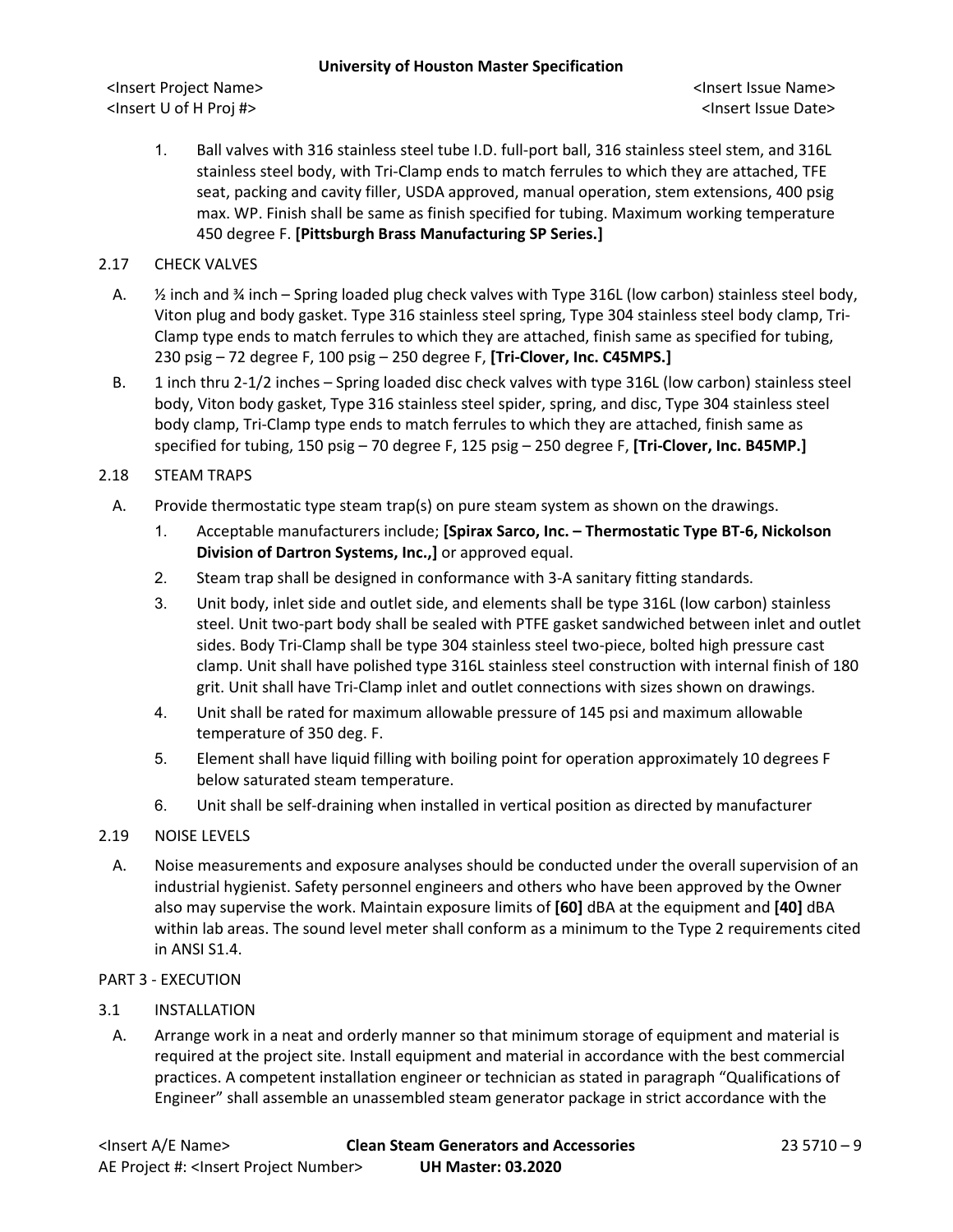1. Ball valves with 316 stainless steel tube I.D. full-port ball, 316 stainless steel stem, and 316L stainless steel body, with Tri-Clamp ends to match ferrules to which they are attached, TFE seat, packing and cavity filler, USDA approved, manual operation, stem extensions, 400 psig max. WP. Finish shall be same as finish specified for tubing. Maximum working temperature 450 degree F. **[Pittsburgh Brass Manufacturing SP Series.]**

## 2.17 CHECK VALVES

A. ½ inch and ¾ inch – Spring loaded plug check valves with Type 316L (low carbon) stainless steel body, Viton plug and body gasket. Type 316 stainless steel spring, Type 304 stainless steel body clamp, Tri-Clamp type ends to match ferrules to which they are attached, finish same as specified for tubing, 230 psig – 72 degree F, 100 psig – 250 degree F, **[Tri-Clover, Inc. C45MPS.]**

B. 1 inch thru 2-1/2 inches – Spring loaded disc check valves with type 316L (low carbon) stainless steel body, Viton body gasket, Type 316 stainless steel spider, spring, and disc, Type 304 stainless steel body clamp, Tri-Clamp type ends to match ferrules to which they are attached, finish same as specified for tubing, 150 psig – 70 degree F, 125 psig – 250 degree F, **[Tri-Clover, Inc. B45MP.]**

## 2.18 STEAM TRAPS

A. Provide thermostatic type steam trap(s) on pure steam system as shown on the drawings.

1. Acceptable manufacturers include; **[Spirax Sarco, Inc. – Thermostatic Type BT-6, Nickolson Division of Dartron Systems, Inc.,]** or approved equal.
2. Steam trap shall be designed in conformance with 3-A sanitary fitting standards.
3. Unit body, inlet side and outlet side, and elements shall be type 316L (low carbon) stainless steel. Unit two-part body shall be sealed with PTFE gasket sandwiched between inlet and outlet sides. Body Tri-Clamp shall be type 304 stainless steel two-piece, bolted high pressure cast clamp. Unit shall have polished type 316L stainless steel construction with internal finish of 180 grit. Unit shall have Tri-Clamp inlet and outlet connections with sizes shown on drawings.
4. Unit shall be rated for maximum allowable pressure of 145 psi and maximum allowable temperature of 350 deg. F.
5. Element shall have liquid filling with boiling point for operation approximately 10 degrees F below saturated steam temperature.
6. Unit shall be self-draining when installed in vertical position as directed by manufacturer

## 2.19 NOISE LEVELS

A. Noise measurements and exposure analyses should be conducted under the overall supervision of an industrial hygienist. Safety personnel engineers and others who have been approved by the Owner also may supervise the work. Maintain exposure limits of **[60]** dBA at the equipment and **[40]** dBA within lab areas. The sound level meter shall conform as a minimum to the Type 2 requirements cited in ANSI S1.4.

# PART 3 - EXECUTION

## 3.1 INSTALLATION

A. Arrange work in a neat and orderly manner so that minimum storage of equipment and material is required at the project site. Install equipment and material in accordance with the best commercial practices. A competent installation engineer or technician as stated in paragraph "Qualifications of Engineer" shall assemble an unassembled steam generator package in strict accordance with the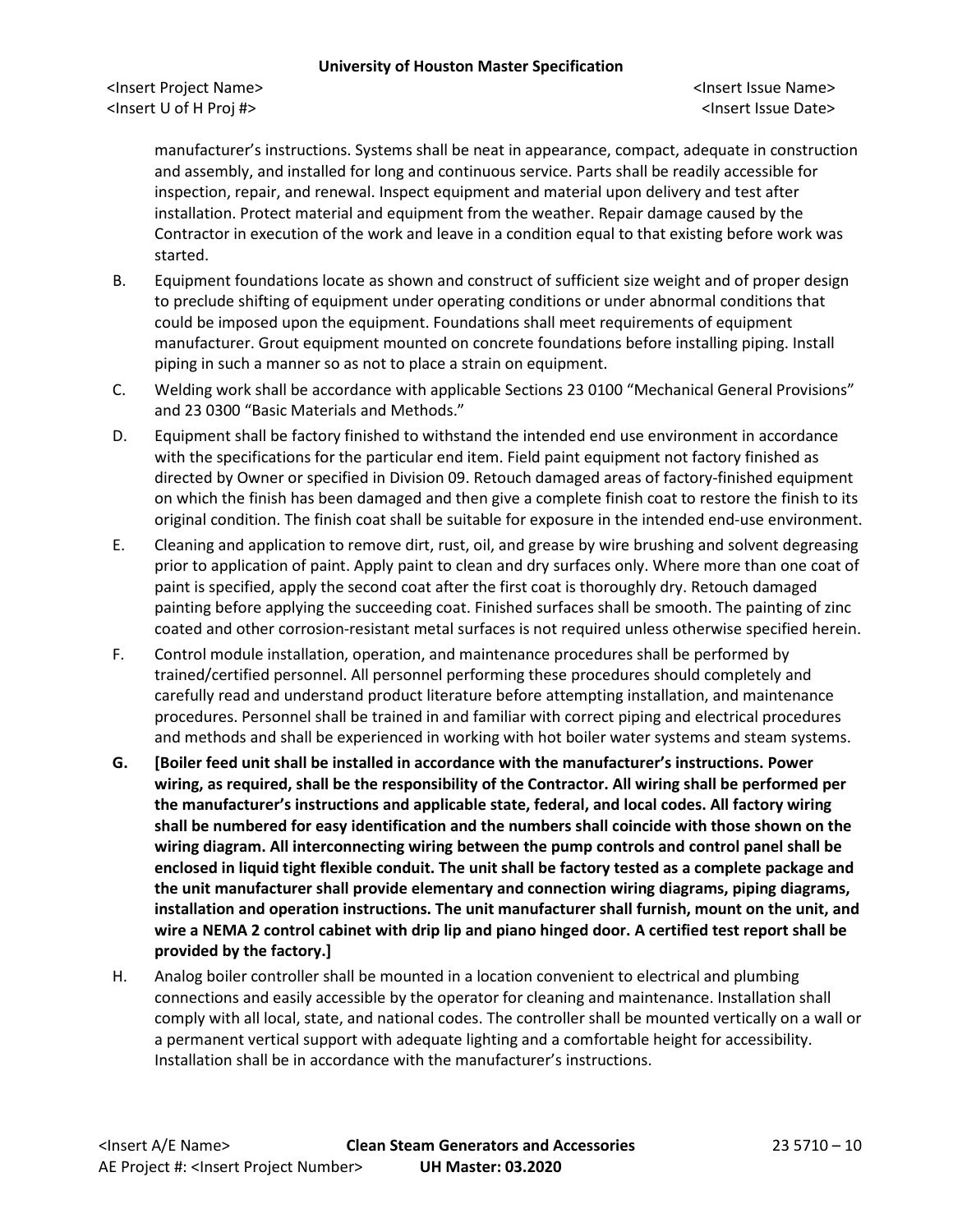manufacturer's instructions. Systems shall be neat in appearance, compact, adequate in construction and assembly, and installed for long and continuous service. Parts shall be readily accessible for inspection, repair, and renewal. Inspect equipment and material upon delivery and test after installation. Protect material and equipment from the weather. Repair damage caused by the Contractor in execution of the work and leave in a condition equal to that existing before work was started.

B. Equipment foundations locate as shown and construct of sufficient size weight and of proper design to preclude shifting of equipment under operating conditions or under abnormal conditions that could be imposed upon the equipment. Foundations shall meet requirements of equipment manufacturer. Grout equipment mounted on concrete foundations before installing piping. Install piping in such a manner so as not to place a strain on equipment.

C. Welding work shall be accordance with applicable Sections 23 0100 "Mechanical General Provisions" and 23 0300 "Basic Materials and Methods."

D. Equipment shall be factory finished to withstand the intended end use environment in accordance with the specifications for the particular end item. Field paint equipment not factory finished as directed by Owner or specified in Division 09. Retouch damaged areas of factory-finished equipment on which the finish has been damaged and then give a complete finish coat to restore the finish to its original condition. The finish coat shall be suitable for exposure in the intended end-use environment.

E. Cleaning and application to remove dirt, rust, oil, and grease by wire brushing and solvent degreasing prior to application of paint. Apply paint to clean and dry surfaces only. Where more than one coat of paint is specified, apply the second coat after the first coat is thoroughly dry. Retouch damaged painting before applying the succeeding coat. Finished surfaces shall be smooth. The painting of zinc coated and other corrosion-resistant metal surfaces is not required unless otherwise specified herein.

F. Control module installation, operation, and maintenance procedures shall be performed by trained/certified personnel. All personnel performing these procedures should completely and carefully read and understand product literature before attempting installation, and maintenance procedures. Personnel shall be trained in and familiar with correct piping and electrical procedures and methods and shall be experienced in working with hot boiler water systems and steam systems.

**G. [Boiler feed unit shall be installed in accordance with the manufacturer's instructions. Power wiring, as required, shall be the responsibility of the Contractor. All wiring shall be performed per the manufacturer's instructions and applicable state, federal, and local codes. All factory wiring shall be numbered for easy identification and the numbers shall coincide with those shown on the wiring diagram. All interconnecting wiring between the pump controls and control panel shall be enclosed in liquid tight flexible conduit. The unit shall be factory tested as a complete package and the unit manufacturer shall provide elementary and connection wiring diagrams, piping diagrams, installation and operation instructions. The unit manufacturer shall furnish, mount on the unit, and wire a NEMA 2 control cabinet with drip lip and piano hinged door. A certified test report shall be provided by the factory.]**

H. Analog boiler controller shall be mounted in a location convenient to electrical and plumbing connections and easily accessible by the operator for cleaning and maintenance. Installation shall comply with all local, state, and national codes. The controller shall be mounted vertically on a wall or a permanent vertical support with adequate lighting and a comfortable height for accessibility. Installation shall be in accordance with the manufacturer's instructions.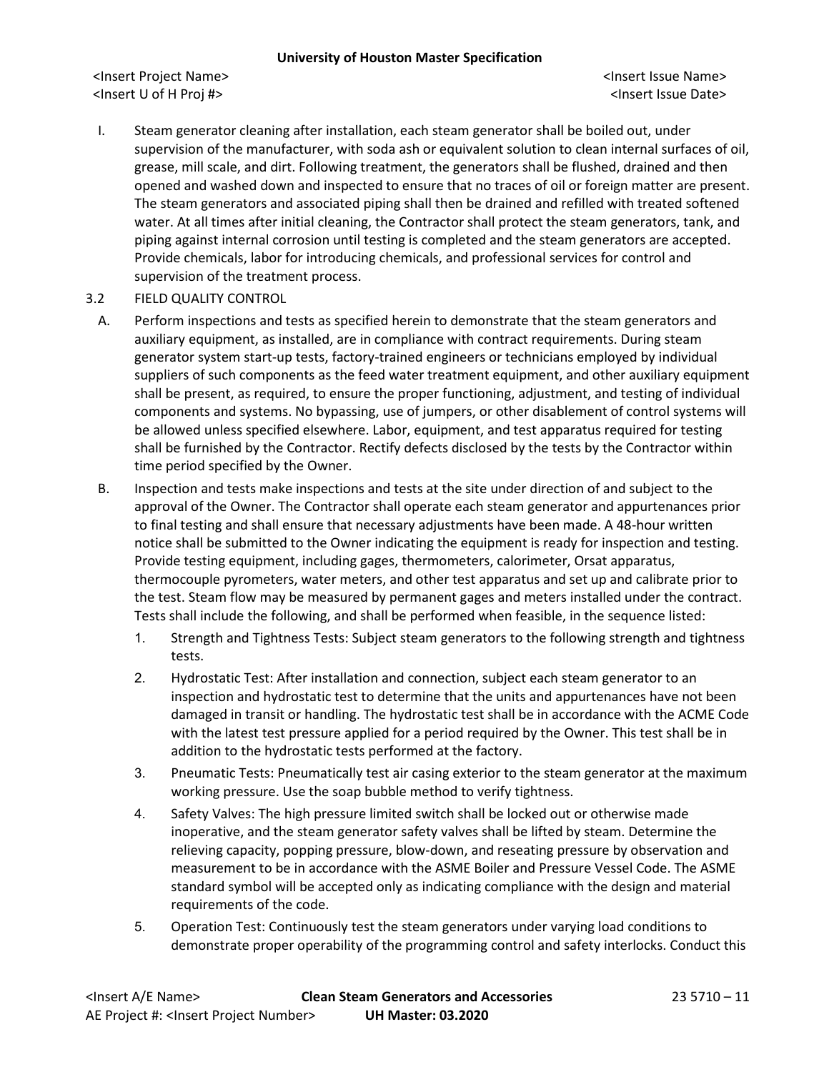I. Steam generator cleaning after installation, each steam generator shall be boiled out, under supervision of the manufacturer, with soda ash or equivalent solution to clean internal surfaces of oil, grease, mill scale, and dirt. Following treatment, the generators shall be flushed, drained and then opened and washed down and inspected to ensure that no traces of oil or foreign matter are present. The steam generators and associated piping shall then be drained and refilled with treated softened water. At all times after initial cleaning, the Contractor shall protect the steam generators, tank, and piping against internal corrosion until testing is completed and the steam generators are accepted. Provide chemicals, labor for introducing chemicals, and professional services for control and supervision of the treatment process.

3.2 FIELD QUALITY CONTROL

A. Perform inspections and tests as specified herein to demonstrate that the steam generators and auxiliary equipment, as installed, are in compliance with contract requirements. During steam generator system start-up tests, factory-trained engineers or technicians employed by individual suppliers of such components as the feed water treatment equipment, and other auxiliary equipment shall be present, as required, to ensure the proper functioning, adjustment, and testing of individual components and systems. No bypassing, use of jumpers, or other disablement of control systems will be allowed unless specified elsewhere. Labor, equipment, and test apparatus required for testing shall be furnished by the Contractor. Rectify defects disclosed by the tests by the Contractor within time period specified by the Owner.

B. Inspection and tests make inspections and tests at the site under direction of and subject to the approval of the Owner. The Contractor shall operate each steam generator and appurtenances prior to final testing and shall ensure that necessary adjustments have been made. A 48-hour written notice shall be submitted to the Owner indicating the equipment is ready for inspection and testing. Provide testing equipment, including gages, thermometers, calorimeter, Orsat apparatus, thermocouple pyrometers, water meters, and other test apparatus and set up and calibrate prior to the test. Steam flow may be measured by permanent gages and meters installed under the contract. Tests shall include the following, and shall be performed when feasible, in the sequence listed:

1. Strength and Tightness Tests: Subject steam generators to the following strength and tightness tests.
2. Hydrostatic Test: After installation and connection, subject each steam generator to an inspection and hydrostatic test to determine that the units and appurtenances have not been damaged in transit or handling. The hydrostatic test shall be in accordance with the ACME Code with the latest test pressure applied for a period required by the Owner. This test shall be in addition to the hydrostatic tests performed at the factory.
3. Pneumatic Tests: Pneumatically test air casing exterior to the steam generator at the maximum working pressure. Use the soap bubble method to verify tightness.
4. Safety Valves: The high pressure limited switch shall be locked out or otherwise made inoperative, and the steam generator safety valves shall be lifted by steam. Determine the relieving capacity, popping pressure, blow-down, and reseating pressure by observation and measurement to be in accordance with the ASME Boiler and Pressure Vessel Code. The ASME standard symbol will be accepted only as indicating compliance with the design and material requirements of the code.
5. Operation Test: Continuously test the steam generators under varying load conditions to demonstrate proper operability of the programming control and safety interlocks. Conduct this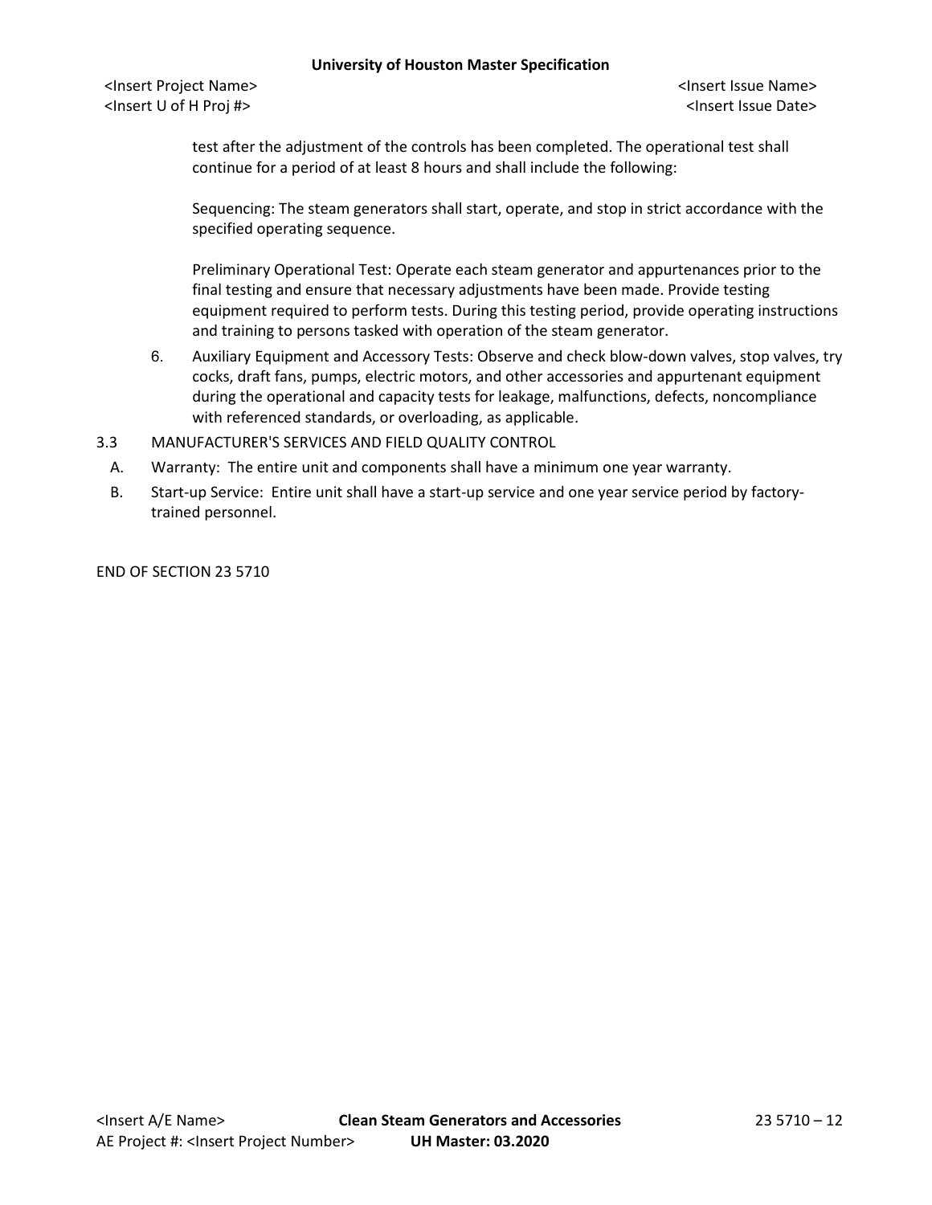test after the adjustment of the controls has been completed. The operational test shall continue for a period of at least 8 hours and shall include the following:

Sequencing: The steam generators shall start, operate, and stop in strict accordance with the specified operating sequence.

Preliminary Operational Test: Operate each steam generator and appurtenances prior to the final testing and ensure that necessary adjustments have been made. Provide testing equipment required to perform tests. During this testing period, provide operating instructions and training to persons tasked with operation of the steam generator.

6. Auxiliary Equipment and Accessory Tests: Observe and check blow-down valves, stop valves, try cocks, draft fans, pumps, electric motors, and other accessories and appurtenant equipment during the operational and capacity tests for leakage, malfunctions, defects, noncompliance with referenced standards, or overloading, as applicable.

3.3 MANUFACTURER'S SERVICES AND FIELD QUALITY CONTROL

A. Warranty: The entire unit and components shall have a minimum one year warranty.

B. Start-up Service: Entire unit shall have a start-up service and one year service period by factory-trained personnel.

END OF SECTION 23 5710